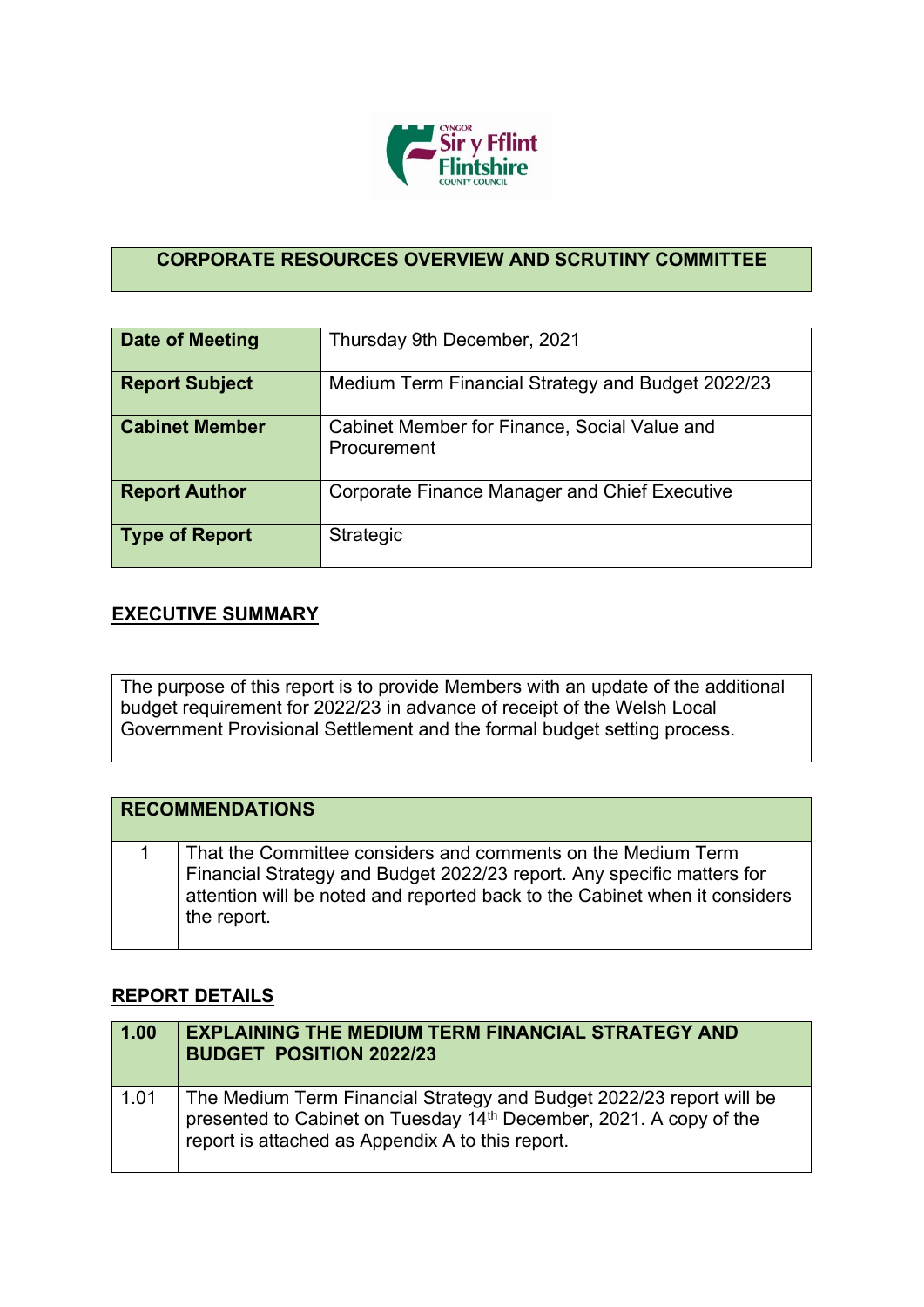# CORPORATE RESOURCES OVERVIEW AND SCRUTINY COMMITTEE

| | |
|---|---|
| **Date of Meeting** | Thursday 9th December, 2021 |
| **Report Subject** | Medium Term Financial Strategy and Budget 2022/23 |
| **Cabinet Member** | Cabinet Member for Finance, Social Value and Procurement |
| **Report Author** | Corporate Finance Manager and Chief Executive |
| **Type of Report** | Strategic |

## EXECUTIVE SUMMARY

The purpose of this report is to provide Members with an update of the additional budget requirement for 2022/23 in advance of receipt of the Welsh Local Government Provisional Settlement and the formal budget setting process.

| RECOMMENDATIONS | |
|---|---|
| 1 | That the Committee considers and comments on the Medium Term Financial Strategy and Budget 2022/23 report. Any specific matters for attention will be noted and reported back to the Cabinet when it considers the report. |

## REPORT DETAILS

| 1.00 | EXPLAINING THE MEDIUM TERM FINANCIAL STRATEGY AND BUDGET POSITION 2022/23 |
|---|---|
| 1.01 | The Medium Term Financial Strategy and Budget 2022/23 report will be presented to Cabinet on Tuesday 14th December, 2021. A copy of the report is attached as Appendix A to this report. |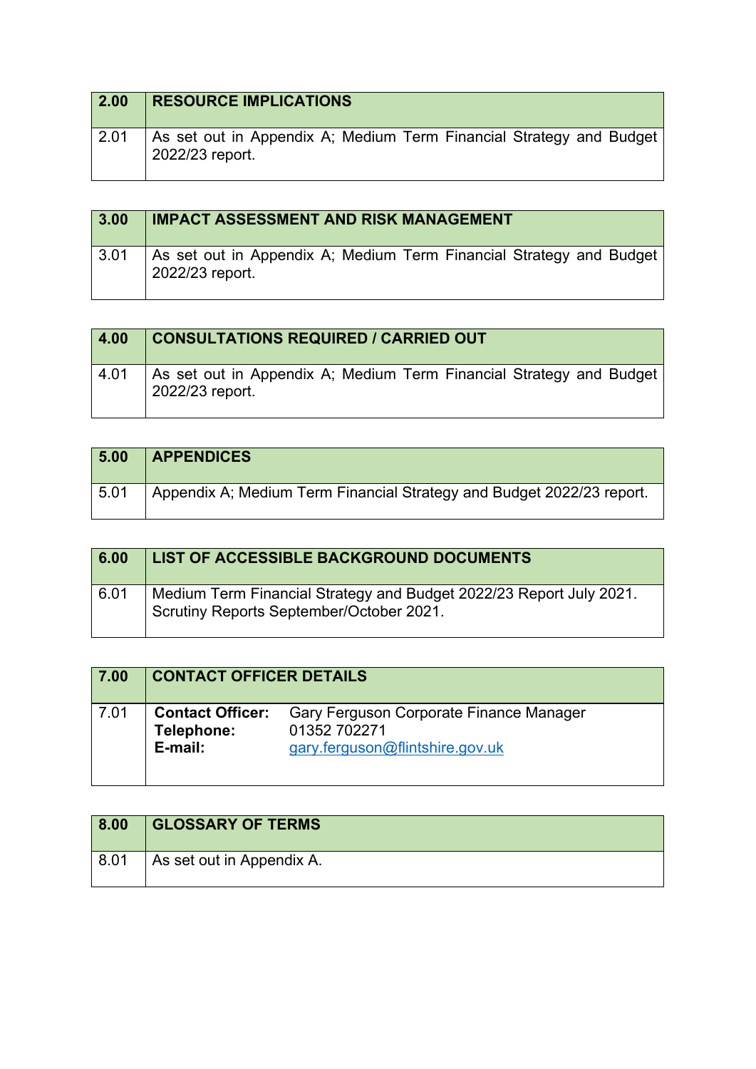| 2.00 | RESOURCE IMPLICATIONS |
| --- | --- |
| 2.01 | As set out in Appendix A; Medium Term Financial Strategy and Budget 2022/23 report. |

| 3.00 | IMPACT ASSESSMENT AND RISK MANAGEMENT |
| --- | --- |
| 3.01 | As set out in Appendix A; Medium Term Financial Strategy and Budget 2022/23 report. |

| 4.00 | CONSULTATIONS REQUIRED / CARRIED OUT |
| --- | --- |
| 4.01 | As set out in Appendix A; Medium Term Financial Strategy and Budget 2022/23 report. |

| 5.00 | APPENDICES |
| --- | --- |
| 5.01 | Appendix A; Medium Term Financial Strategy and Budget 2022/23 report. |

| 6.00 | LIST OF ACCESSIBLE BACKGROUND DOCUMENTS |
| --- | --- |
| 6.01 | Medium Term Financial Strategy and Budget 2022/23 Report July 2021.<br>Scrutiny Reports September/October 2021. |

| 7.00 | CONTACT OFFICER DETAILS | |
| --- | --- | --- |
| 7.01 | **Contact Officer:**<br>**Telephone:**<br>**E-mail:** | Gary Ferguson Corporate Finance Manager<br>01352 702271<br>gary.ferguson@flintshire.gov.uk |

| 8.00 | GLOSSARY OF TERMS |
| --- | --- |
| 8.01 | As set out in Appendix A. |